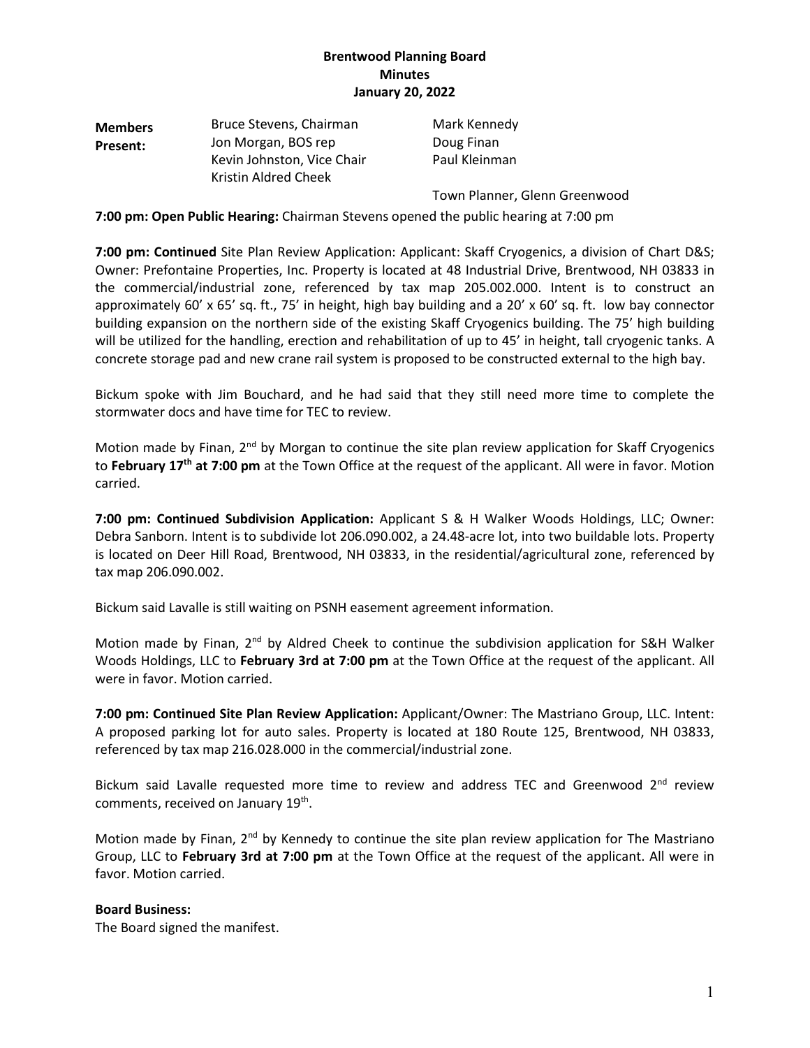**Brentwood Planning Board**
**Minutes**
**January 20, 2022**

**Members Present:**

Bruce Stevens, Chairman
Jon Morgan, BOS rep
Kevin Johnston, Vice Chair
Kristin Aldred Cheek
Mark Kennedy
Doug Finan
Paul Kleinman

Town Planner, Glenn Greenwood

**7:00 pm: Open Public Hearing:** Chairman Stevens opened the public hearing at 7:00 pm

**7:00 pm: Continued** Site Plan Review Application: Applicant: Skaff Cryogenics, a division of Chart D&S; Owner: Prefontaine Properties, Inc. Property is located at 48 Industrial Drive, Brentwood, NH 03833 in the commercial/industrial zone, referenced by tax map 205.002.000. Intent is to construct an approximately 60' x 65' sq. ft., 75' in height, high bay building and a 20' x 60' sq. ft. low bay connector building expansion on the northern side of the existing Skaff Cryogenics building. The 75' high building will be utilized for the handling, erection and rehabilitation of up to 45' in height, tall cryogenic tanks. A concrete storage pad and new crane rail system is proposed to be constructed external to the high bay.

Bickum spoke with Jim Bouchard, and he had said that they still need more time to complete the stormwater docs and have time for TEC to review.

Motion made by Finan, 2nd by Morgan to continue the site plan review application for Skaff Cryogenics to **February 17th at 7:00 pm** at the Town Office at the request of the applicant. All were in favor. Motion carried.

**7:00 pm: Continued Subdivision Application:** Applicant S & H Walker Woods Holdings, LLC; Owner: Debra Sanborn. Intent is to subdivide lot 206.090.002, a 24.48-acre lot, into two buildable lots. Property is located on Deer Hill Road, Brentwood, NH 03833, in the residential/agricultural zone, referenced by tax map 206.090.002.

Bickum said Lavalle is still waiting on PSNH easement agreement information.

Motion made by Finan, 2nd by Aldred Cheek to continue the subdivision application for S&H Walker Woods Holdings, LLC to **February 3rd at 7:00 pm** at the Town Office at the request of the applicant. All were in favor. Motion carried.

**7:00 pm: Continued Site Plan Review Application:** Applicant/Owner: The Mastriano Group, LLC. Intent: A proposed parking lot for auto sales. Property is located at 180 Route 125, Brentwood, NH 03833, referenced by tax map 216.028.000 in the commercial/industrial zone.

Bickum said Lavalle requested more time to review and address TEC and Greenwood 2nd review comments, received on January 19th.

Motion made by Finan, 2nd by Kennedy to continue the site plan review application for The Mastriano Group, LLC to **February 3rd at 7:00 pm** at the Town Office at the request of the applicant. All were in favor. Motion carried.

**Board Business:**
The Board signed the manifest.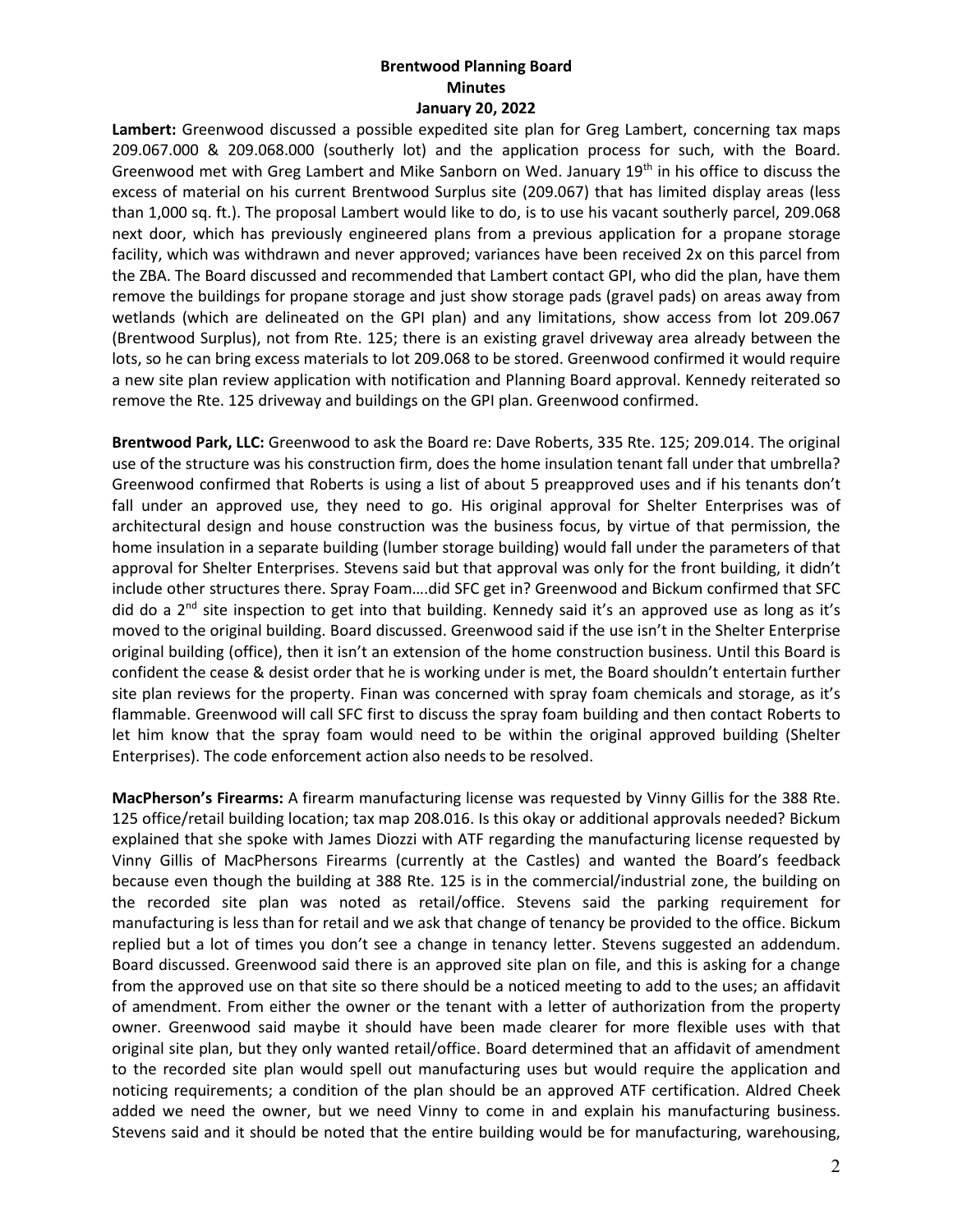**Brentwood Planning Board**
**Minutes**
**January 20, 2022**

**Lambert:** Greenwood discussed a possible expedited site plan for Greg Lambert, concerning tax maps 209.067.000 & 209.068.000 (southerly lot) and the application process for such, with the Board. Greenwood met with Greg Lambert and Mike Sanborn on Wed. January 19th in his office to discuss the excess of material on his current Brentwood Surplus site (209.067) that has limited display areas (less than 1,000 sq. ft.). The proposal Lambert would like to do, is to use his vacant southerly parcel, 209.068 next door, which has previously engineered plans from a previous application for a propane storage facility, which was withdrawn and never approved; variances have been received 2x on this parcel from the ZBA. The Board discussed and recommended that Lambert contact GPI, who did the plan, have them remove the buildings for propane storage and just show storage pads (gravel pads) on areas away from wetlands (which are delineated on the GPI plan) and any limitations, show access from lot 209.067 (Brentwood Surplus), not from Rte. 125; there is an existing gravel driveway area already between the lots, so he can bring excess materials to lot 209.068 to be stored. Greenwood confirmed it would require a new site plan review application with notification and Planning Board approval. Kennedy reiterated so remove the Rte. 125 driveway and buildings on the GPI plan. Greenwood confirmed.

**Brentwood Park, LLC:** Greenwood to ask the Board re: Dave Roberts, 335 Rte. 125; 209.014. The original use of the structure was his construction firm, does the home insulation tenant fall under that umbrella? Greenwood confirmed that Roberts is using a list of about 5 preapproved uses and if his tenants don't fall under an approved use, they need to go. His original approval for Shelter Enterprises was of architectural design and house construction was the business focus, by virtue of that permission, the home insulation in a separate building (lumber storage building) would fall under the parameters of that approval for Shelter Enterprises. Stevens said but that approval was only for the front building, it didn't include other structures there. Spray Foam….did SFC get in? Greenwood and Bickum confirmed that SFC did do a 2nd site inspection to get into that building. Kennedy said it's an approved use as long as it's moved to the original building. Board discussed. Greenwood said if the use isn't in the Shelter Enterprise original building (office), then it isn't an extension of the home construction business. Until this Board is confident the cease & desist order that he is working under is met, the Board shouldn't entertain further site plan reviews for the property. Finan was concerned with spray foam chemicals and storage, as it's flammable. Greenwood will call SFC first to discuss the spray foam building and then contact Roberts to let him know that the spray foam would need to be within the original approved building (Shelter Enterprises). The code enforcement action also needs to be resolved.

**MacPherson's Firearms:** A firearm manufacturing license was requested by Vinny Gillis for the 388 Rte. 125 office/retail building location; tax map 208.016. Is this okay or additional approvals needed? Bickum explained that she spoke with James Diozzi with ATF regarding the manufacturing license requested by Vinny Gillis of MacPhersons Firearms (currently at the Castles) and wanted the Board's feedback because even though the building at 388 Rte. 125 is in the commercial/industrial zone, the building on the recorded site plan was noted as retail/office. Stevens said the parking requirement for manufacturing is less than for retail and we ask that change of tenancy be provided to the office. Bickum replied but a lot of times you don't see a change in tenancy letter. Stevens suggested an addendum. Board discussed. Greenwood said there is an approved site plan on file, and this is asking for a change from the approved use on that site so there should be a noticed meeting to add to the uses; an affidavit of amendment. From either the owner or the tenant with a letter of authorization from the property owner. Greenwood said maybe it should have been made clearer for more flexible uses with that original site plan, but they only wanted retail/office. Board determined that an affidavit of amendment to the recorded site plan would spell out manufacturing uses but would require the application and noticing requirements; a condition of the plan should be an approved ATF certification. Aldred Cheek added we need the owner, but we need Vinny to come in and explain his manufacturing business. Stevens said and it should be noted that the entire building would be for manufacturing, warehousing,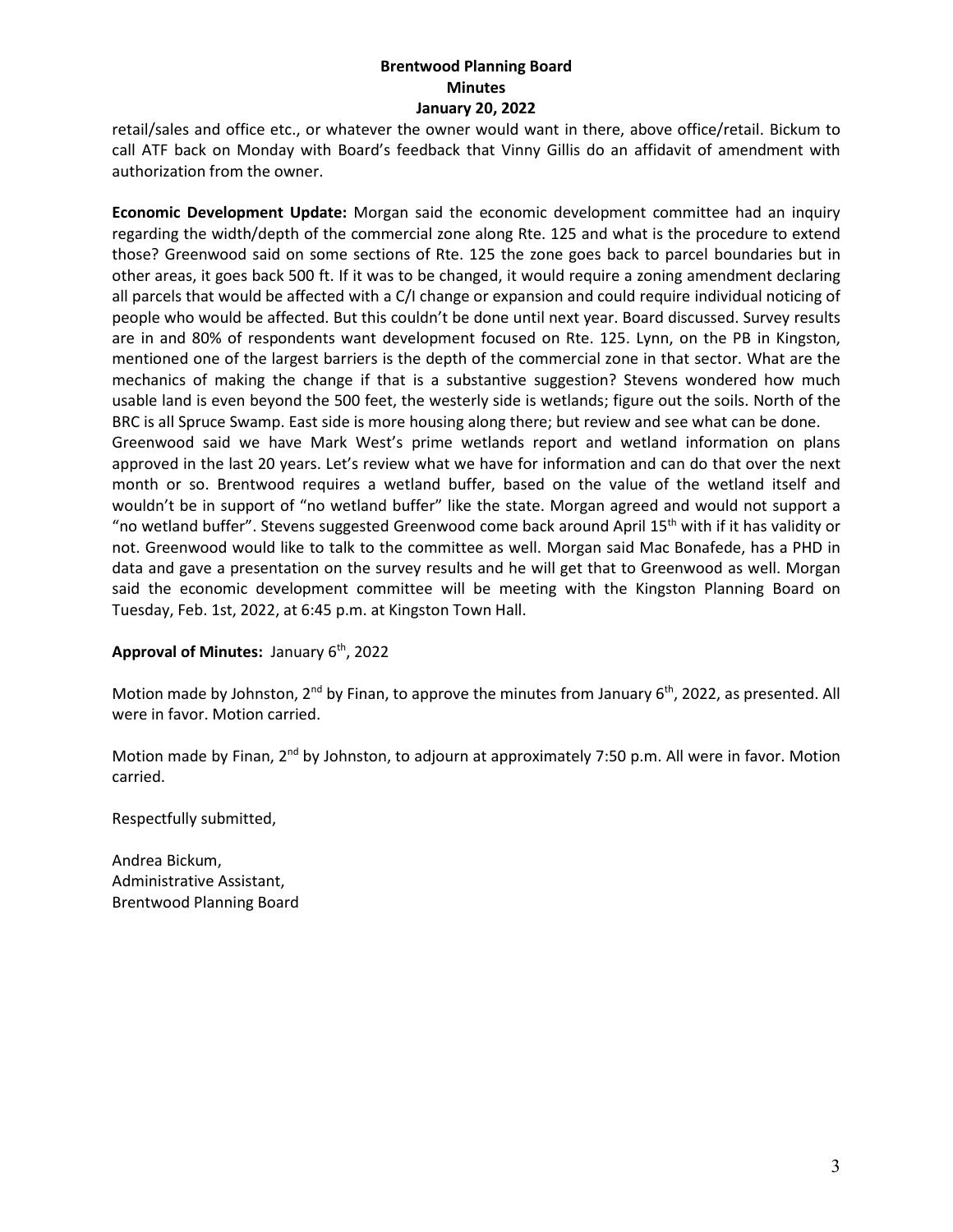retail/sales and office etc., or whatever the owner would want in there, above office/retail. Bickum to call ATF back on Monday with Board's feedback that Vinny Gillis do an affidavit of amendment with authorization from the owner.

**Economic Development Update:** Morgan said the economic development committee had an inquiry regarding the width/depth of the commercial zone along Rte. 125 and what is the procedure to extend those? Greenwood said on some sections of Rte. 125 the zone goes back to parcel boundaries but in other areas, it goes back 500 ft. If it was to be changed, it would require a zoning amendment declaring all parcels that would be affected with a C/I change or expansion and could require individual noticing of people who would be affected. But this couldn't be done until next year. Board discussed. Survey results are in and 80% of respondents want development focused on Rte. 125. Lynn, on the PB in Kingston, mentioned one of the largest barriers is the depth of the commercial zone in that sector. What are the mechanics of making the change if that is a substantive suggestion? Stevens wondered how much usable land is even beyond the 500 feet, the westerly side is wetlands; figure out the soils. North of the BRC is all Spruce Swamp. East side is more housing along there; but review and see what can be done. Greenwood said we have Mark West's prime wetlands report and wetland information on plans approved in the last 20 years. Let's review what we have for information and can do that over the next month or so. Brentwood requires a wetland buffer, based on the value of the wetland itself and wouldn't be in support of "no wetland buffer" like the state. Morgan agreed and would not support a "no wetland buffer". Stevens suggested Greenwood come back around April 15th with if it has validity or not. Greenwood would like to talk to the committee as well. Morgan said Mac Bonafede, has a PHD in data and gave a presentation on the survey results and he will get that to Greenwood as well. Morgan said the economic development committee will be meeting with the Kingston Planning Board on Tuesday, Feb. 1st, 2022, at 6:45 p.m. at Kingston Town Hall.

**Approval of Minutes:** January 6th, 2022

Motion made by Johnston, 2nd by Finan, to approve the minutes from January 6th, 2022, as presented. All were in favor. Motion carried.

Motion made by Finan, 2nd by Johnston, to adjourn at approximately 7:50 p.m. All were in favor. Motion carried.

Respectfully submitted,

Andrea Bickum,
Administrative Assistant,
Brentwood Planning Board